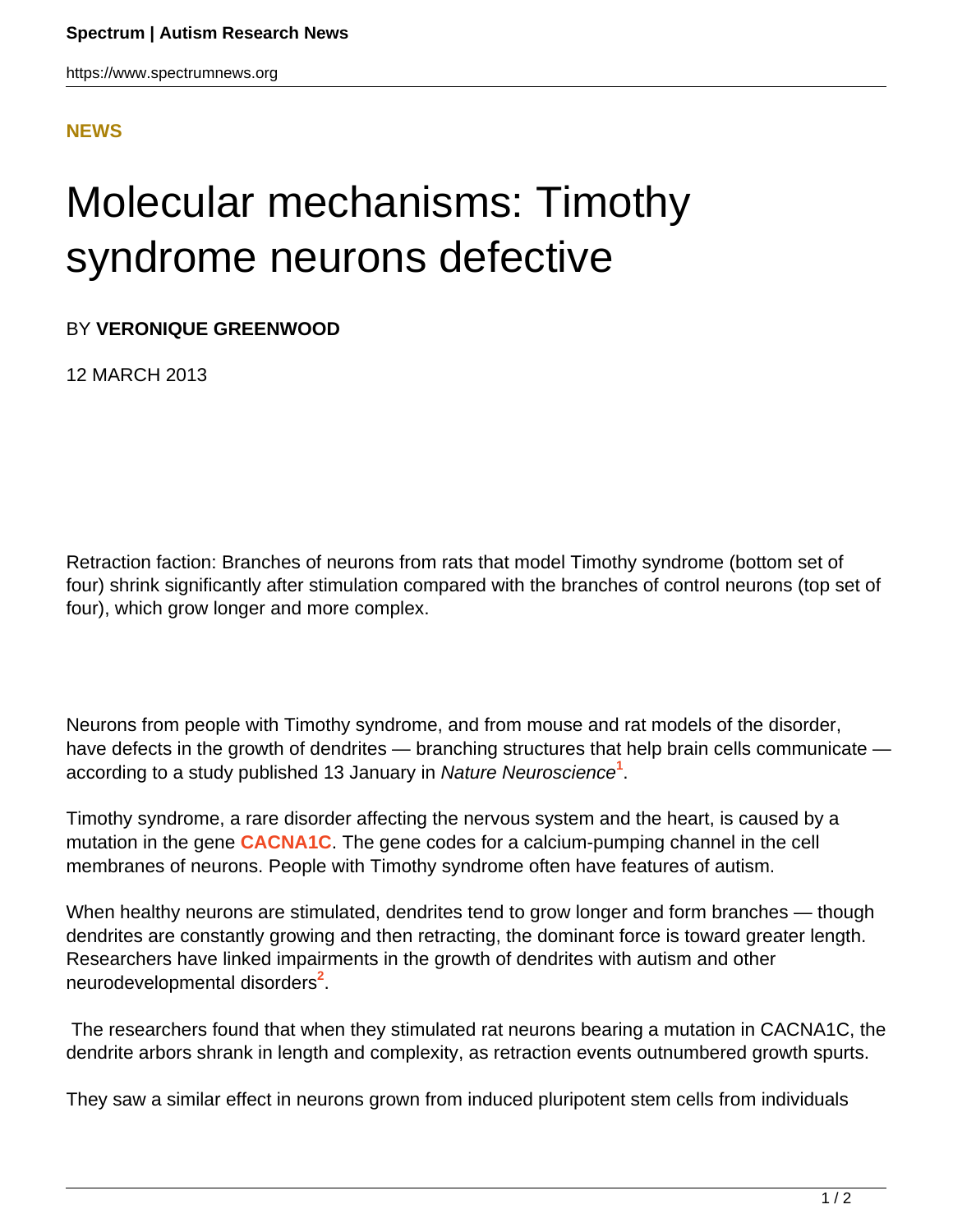**NEWS**

# Molecular mechanisms: Timothy syndrome neurons defective

BY **VERONIQUE GREENWOOD**

12 MARCH 2013

Retraction faction: Branches of neurons from rats that model Timothy syndrome (bottom set of four) shrink significantly after stimulation compared with the branches of control neurons (top set of four), which grow longer and more complex.

Neurons from people with Timothy syndrome, and from mouse and rat models of the disorder, have defects in the growth of dendrites — branching structures that help brain cells communicate — according to a study published 13 January in *Nature Neuroscience*[1].

Timothy syndrome, a rare disorder affecting the nervous system and the heart, is caused by a mutation in the gene **CACNA1C**. The gene codes for a calcium-pumping channel in the cell membranes of neurons. People with Timothy syndrome often have features of autism.

When healthy neurons are stimulated, dendrites tend to grow longer and form branches — though dendrites are constantly growing and then retracting, the dominant force is toward greater length. Researchers have linked impairments in the growth of dendrites with autism and other neurodevelopmental disorders[2].

The researchers found that when they stimulated rat neurons bearing a mutation in CACNA1C, the dendrite arbors shrank in length and complexity, as retraction events outnumbered growth spurts.

They saw a similar effect in neurons grown from induced pluripotent stem cells from individuals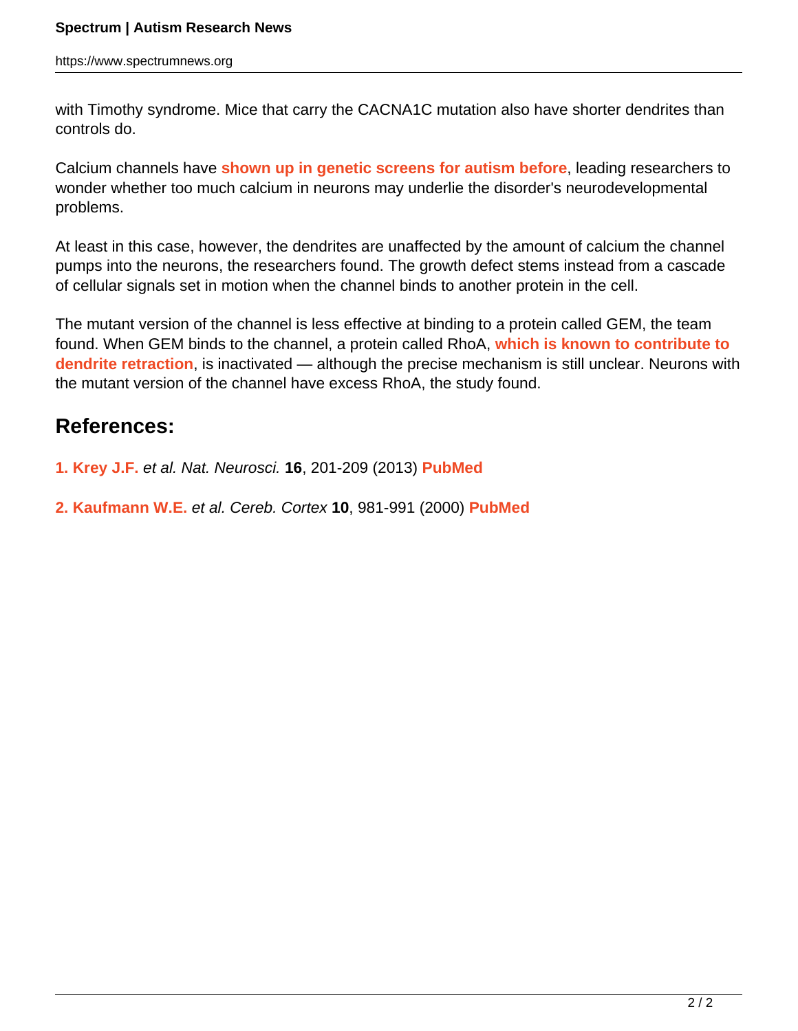with Timothy syndrome. Mice that carry the CACNA1C mutation also have shorter dendrites than controls do.

Calcium channels have **shown up in genetic screens for autism before**, leading researchers to wonder whether too much calcium in neurons may underlie the disorder's neurodevelopmental problems.

At least in this case, however, the dendrites are unaffected by the amount of calcium the channel pumps into the neurons, the researchers found. The growth defect stems instead from a cascade of cellular signals set in motion when the channel binds to another protein in the cell.

The mutant version of the channel is less effective at binding to a protein called GEM, the team found. When GEM binds to the channel, a protein called RhoA, **which is known to contribute to dendrite retraction**, is inactivated — although the precise mechanism is still unclear. Neurons with the mutant version of the channel have excess RhoA, the study found.

## References:

**1. Krey J.F.** *et al. Nat. Neurosci.* **16**, 201-209 (2013) **PubMed**

**2. Kaufmann W.E.** *et al. Cereb. Cortex* **10**, 981-991 (2000) **PubMed**